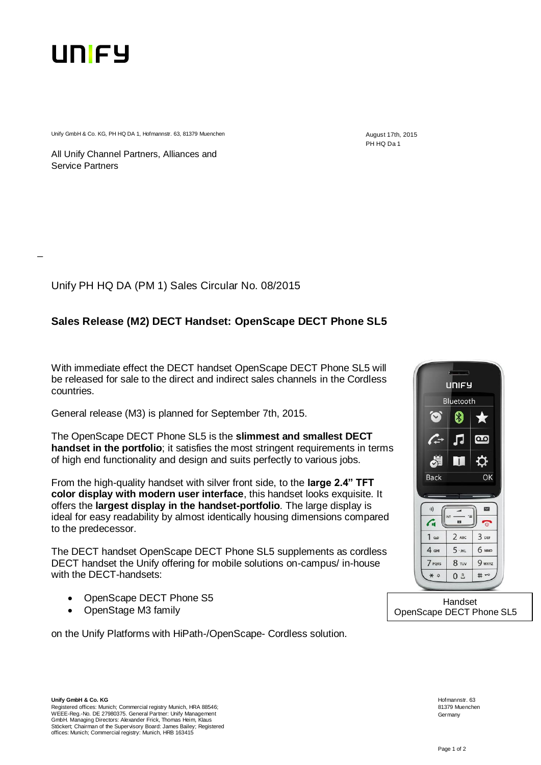UNIFY

Unify GmbH & Co. KG, PH HQ DA 1, Hofmannstr. 63, 81379 Muenchen

All Unify Channel Partners, Alliances and Service Partners

August 17th, 2015
PH HQ Da 1

Unify PH HQ DA (PM 1) Sales Circular No. 08/2015

## Sales Release (M2) DECT Handset: OpenScape DECT Phone SL5

With immediate effect the DECT handset OpenScape DECT Phone SL5 will be released for sale to the direct and indirect sales channels in the Cordless countries.

General release (M3) is planned for September 7th, 2015.

The OpenScape DECT Phone SL5 is the **slimmest and smallest DECT handset in the portfolio**; it satisfies the most stringent requirements in terms of high end functionality and design and suits perfectly to various jobs.

From the high-quality handset with silver front side, to the **large 2.4" TFT color display with modern user interface**, this handset looks exquisite. It offers the **largest display in the handset-portfolio**. The large display is ideal for easy readability by almost identically housing dimensions compared to the predecessor.

The DECT handset OpenScape DECT Phone SL5 supplements as cordless DECT handset the Unify offering for mobile solutions on-campus/ in-house with the DECT-handsets:

- OpenScape DECT Phone S5
- OpenStage M3 family

on the Unify Platforms with HiPath-/OpenScape- Cordless solution.

Handset
OpenScape DECT Phone SL5

**Unify GmbH & Co. KG**
Registered offices: Munich; Commercial registry Munich, HRA 88546; WEEE-Reg.-No. DE 27980375. General Partner: Unify Management GmbH. Managing Directors: Alexander Frick, Thomas Heim, Klaus Stöckert; Chairman of the Supervisory Board: James Bailey; Registered offices: Munich; Commercial registry: Munich, HRB 163415

Hofmannstr. 63
81379 Muenchen
Germany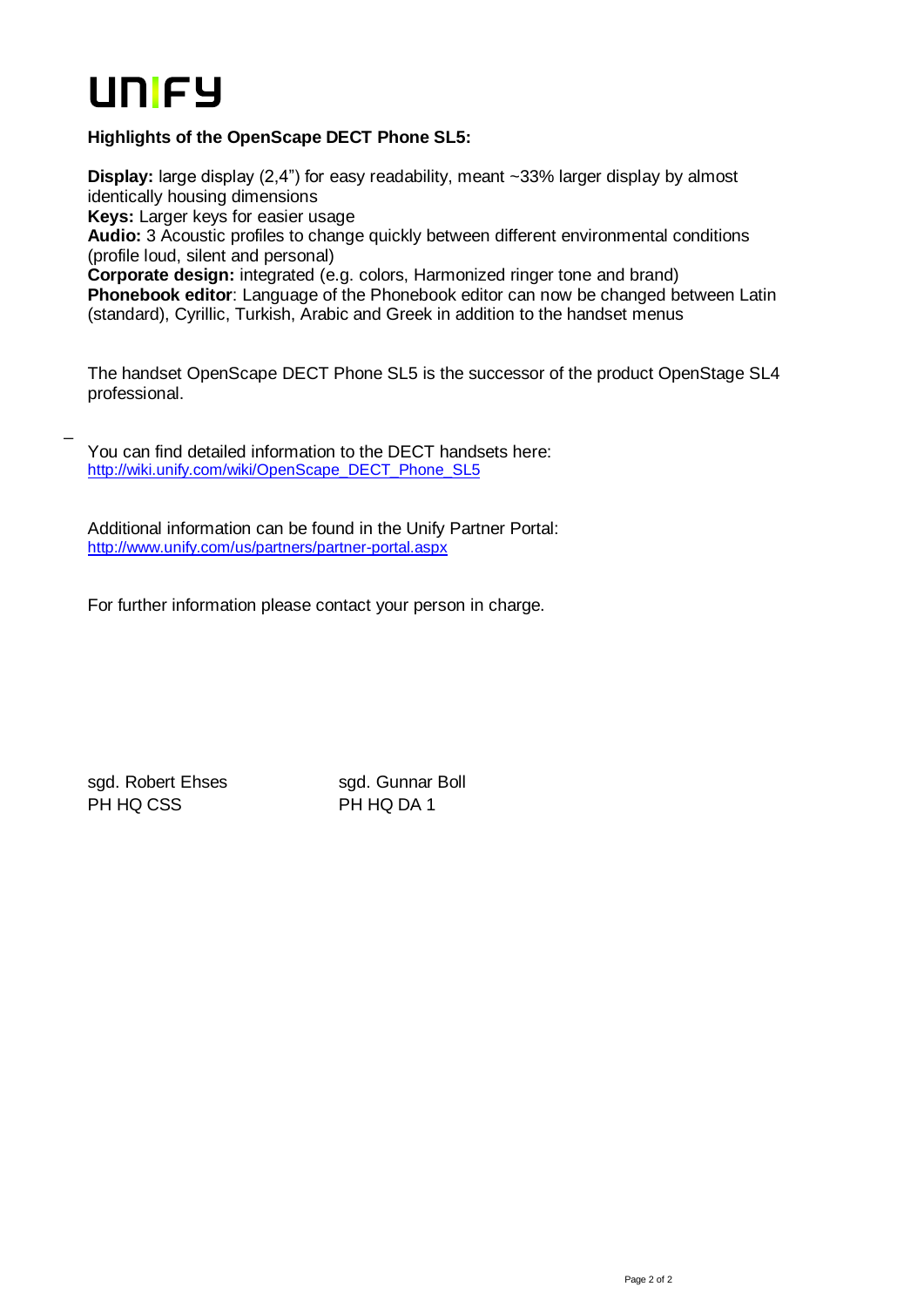**Highlights of the OpenScape DECT Phone SL5:**

**Display:** large display (2,4") for easy readability, meant ~33% larger display by almost identically housing dimensions
**Keys:** Larger keys for easier usage
**Audio:** 3 Acoustic profiles to change quickly between different environmental conditions (profile loud, silent and personal)
**Corporate design:** integrated (e.g. colors, Harmonized ringer tone and brand)
**Phonebook editor**: Language of the Phonebook editor can now be changed between Latin (standard), Cyrillic, Turkish, Arabic and Greek in addition to the handset menus

The handset OpenScape DECT Phone SL5 is the successor of the product OpenStage SL4 professional.

You can find detailed information to the DECT handsets here:
http://wiki.unify.com/wiki/OpenScape_DECT_Phone_SL5

Additional information can be found in the Unify Partner Portal:
http://www.unify.com/us/partners/partner-portal.aspx

For further information please contact your person in charge.

sgd. Robert Ehses
PH HQ CSS

sgd. Gunnar Boll
PH HQ DA 1